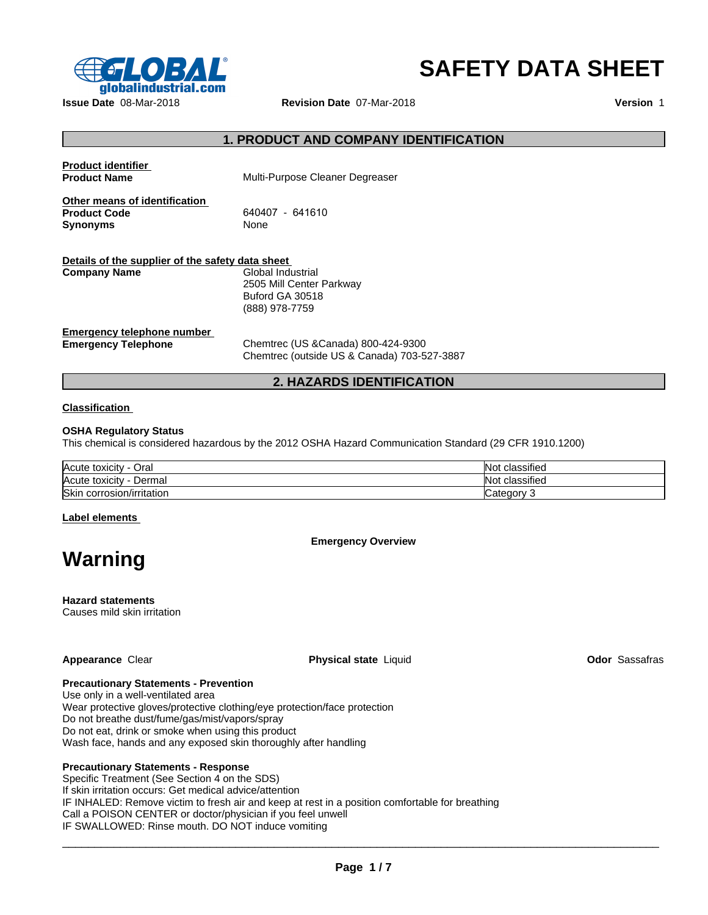# SAFETY DATA SHEET

**Issue Date** 08-Mar-2018 **Revision Date** 07-Mar-2018 **Version** 1

## 1. PRODUCT AND COMPANY IDENTIFICATION

**Product identifier**

**Product Name** Multi-Purpose Cleaner Degreaser

**Other means of identification**

**Product Code** 640407 - 641610

**Synonyms** None

**Details of the supplier of the safety data sheet**

**Company Name**
Global Industrial
2505 Mill Center Parkway
Buford GA 30518
(888) 978-7759

**Emergency telephone number**

**Emergency Telephone**
Chemtrec (US &Canada) 800-424-9300
Chemtrec (outside US & Canada) 703-527-3887

## 2. HAZARDS IDENTIFICATION

**Classification**

**OSHA Regulatory Status**

This chemical is considered hazardous by the 2012 OSHA Hazard Communication Standard (29 CFR 1910.1200)

| | |
|---|---|
| Acute toxicity - Oral | Not classified |
| Acute toxicity - Dermal | Not classified |
| Skin corrosion/irritation | Category 3 |

**Label elements**

**Emergency Overview**

# Warning

**Hazard statements**

Causes mild skin irritation

**Appearance** Clear **Physical state** Liquid **Odor** Sassafras

**Precautionary Statements - Prevention**

Use only in a well-ventilated area
Wear protective gloves/protective clothing/eye protection/face protection
Do not breathe dust/fume/gas/mist/vapors/spray
Do not eat, drink or smoke when using this product
Wash face, hands and any exposed skin thoroughly after handling

**Precautionary Statements - Response**

Specific Treatment (See Section 4 on the SDS)
If skin irritation occurs: Get medical advice/attention
IF INHALED: Remove victim to fresh air and keep at rest in a position comfortable for breathing
Call a POISON CENTER or doctor/physician if you feel unwell
IF SWALLOWED: Rinse mouth. DO NOT induce vomiting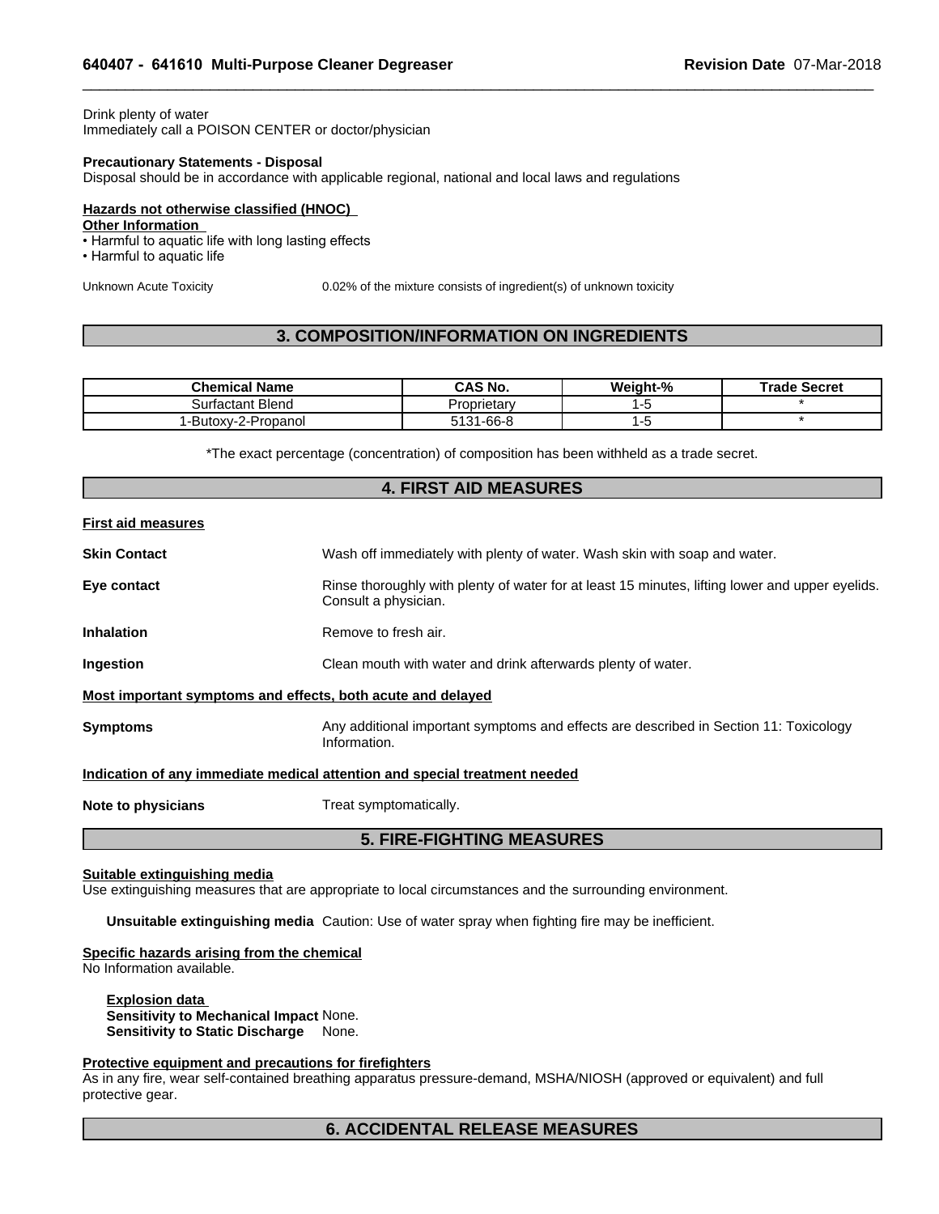Drink plenty of water
Immediately call a POISON CENTER or doctor/physician

**Precautionary Statements - Disposal**
Disposal should be in accordance with applicable regional, national and local laws and regulations

**Hazards not otherwise classified (HNOC)**

**Other Information**

- Harmful to aquatic life with long lasting effects
- Harmful to aquatic life

Unknown Acute Toxicity 0.02% of the mixture consists of ingredient(s) of unknown toxicity

## 3. COMPOSITION/INFORMATION ON INGREDIENTS

| Chemical Name | CAS No. | Weight-% | Trade Secret |
|---|---|---|---|
| Surfactant Blend | Proprietary | 1-5 | * |
| 1-Butoxy-2-Propanol | 5131-66-8 | 1-5 | * |

*The exact percentage (concentration) of composition has been withheld as a trade secret.

## 4. FIRST AID MEASURES

**First aid measures**

**Skin Contact** Wash off immediately with plenty of water. Wash skin with soap and water.

**Eye contact** Rinse thoroughly with plenty of water for at least 15 minutes, lifting lower and upper eyelids. Consult a physician.

**Inhalation** Remove to fresh air.

**Ingestion** Clean mouth with water and drink afterwards plenty of water.

**Most important symptoms and effects, both acute and delayed**

**Symptoms** Any additional important symptoms and effects are described in Section 11: Toxicology Information.

**Indication of any immediate medical attention and special treatment needed**

**Note to physicians** Treat symptomatically.

## 5. FIRE-FIGHTING MEASURES

**Suitable extinguishing media**
Use extinguishing measures that are appropriate to local circumstances and the surrounding environment.

**Unsuitable extinguishing media** Caution: Use of water spray when fighting fire may be inefficient.

**Specific hazards arising from the chemical**
No Information available.

**Explosion data**
**Sensitivity to Mechanical Impact** None.
**Sensitivity to Static Discharge** None.

**Protective equipment and precautions for firefighters**
As in any fire, wear self-contained breathing apparatus pressure-demand, MSHA/NIOSH (approved or equivalent) and full protective gear.

## 6. ACCIDENTAL RELEASE MEASURES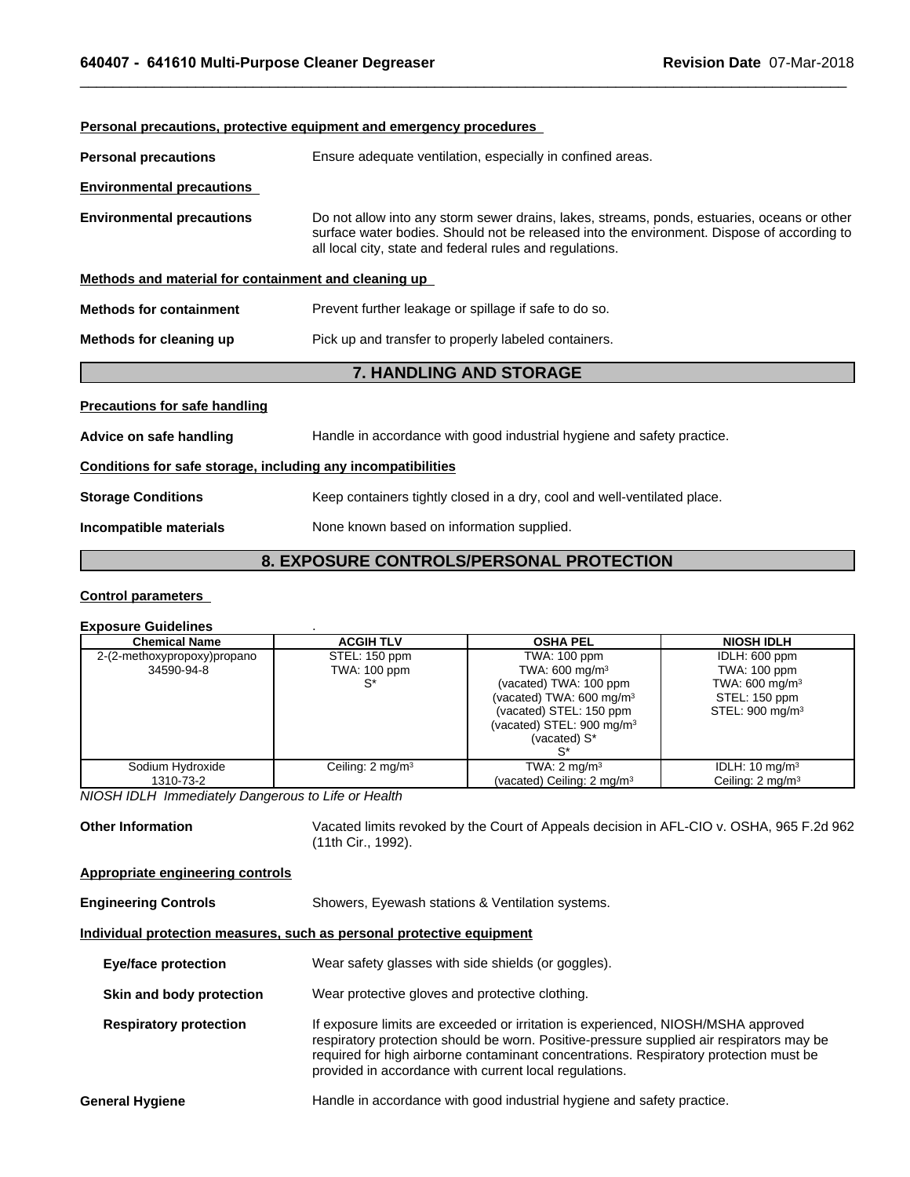**Personal precautions, protective equipment and emergency procedures**

**Personal precautions** Ensure adequate ventilation, especially in confined areas.

**Environmental precautions**

**Environmental precautions** Do not allow into any storm sewer drains, lakes, streams, ponds, estuaries, oceans or other surface water bodies. Should not be released into the environment. Dispose of according to all local city, state and federal rules and regulations.

**Methods and material for containment and cleaning up**

**Methods for containment** Prevent further leakage or spillage if safe to do so.

**Methods for cleaning up** Pick up and transfer to properly labeled containers.

## 7. HANDLING AND STORAGE

**Precautions for safe handling**

**Advice on safe handling** Handle in accordance with good industrial hygiene and safety practice.

**Conditions for safe storage, including any incompatibilities**

**Storage Conditions** Keep containers tightly closed in a dry, cool and well-ventilated place.

**Incompatible materials** None known based on information supplied.

## 8. EXPOSURE CONTROLS/PERSONAL PROTECTION

**Control parameters**

**Exposure Guidelines** .

| Chemical Name | ACGIH TLV | OSHA PEL | NIOSH IDLH |
|---|---|---|---|
| 2-(2-methoxypropoxy)propano 34590-94-8 | STEL: 150 ppm TWA: 100 ppm S* | TWA: 100 ppm TWA: 600 mg/m³ (vacated) TWA: 100 ppm (vacated) TWA: 600 mg/m³ (vacated) STEL: 150 ppm (vacated) STEL: 900 mg/m³ (vacated) S* S* | IDLH: 600 ppm TWA: 100 ppm TWA: 600 mg/m³ STEL: 150 ppm STEL: 900 mg/m³ |
| Sodium Hydroxide 1310-73-2 | Ceiling: 2 mg/m³ | TWA: 2 mg/m³ (vacated) Ceiling: 2 mg/m³ | IDLH: 10 mg/m³ Ceiling: 2 mg/m³ |

*NIOSH IDLH Immediately Dangerous to Life or Health*

**Other Information** Vacated limits revoked by the Court of Appeals decision in AFL-CIO v. OSHA, 965 F.2d 962 (11th Cir., 1992).

**Appropriate engineering controls**

**Engineering Controls** Showers, Eyewash stations & Ventilation systems.

**Individual protection measures, such as personal protective equipment**

**Eye/face protection** Wear safety glasses with side shields (or goggles).

**Skin and body protection** Wear protective gloves and protective clothing.

**Respiratory protection** If exposure limits are exceeded or irritation is experienced, NIOSH/MSHA approved respiratory protection should be worn. Positive-pressure supplied air respirators may be required for high airborne contaminant concentrations. Respiratory protection must be provided in accordance with current local regulations.

**General Hygiene** Handle in accordance with good industrial hygiene and safety practice.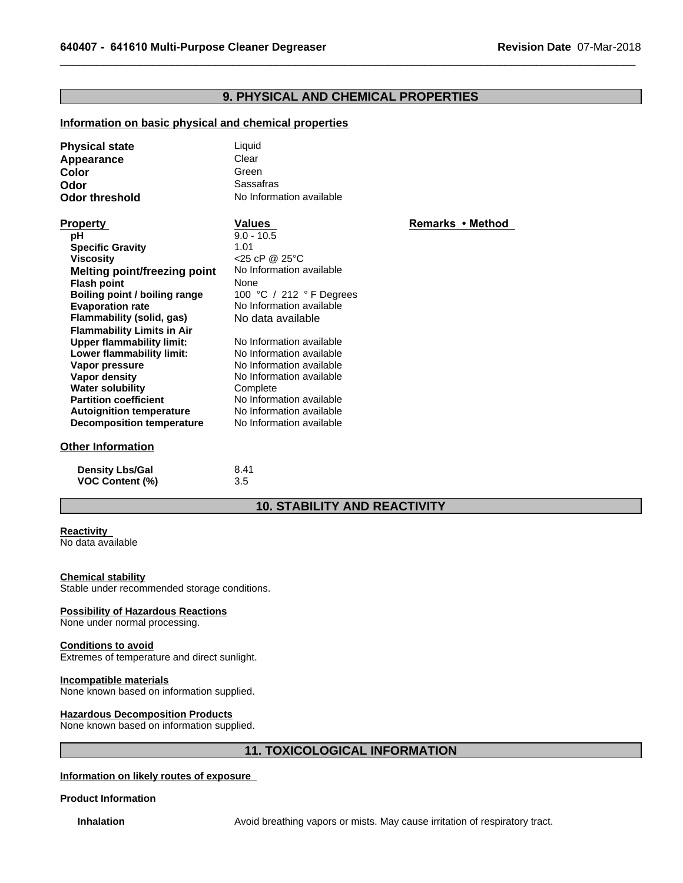## 9. PHYSICAL AND CHEMICAL PROPERTIES

### Information on basic physical and chemical properties

**Physical state** Liquid
**Appearance** Clear
**Color** Green
**Odor** Sassafras
**Odor threshold** No Information available

| Property | Values | Remarks • Method |
|---|---|---|
| **pH** | 9.0 - 10.5 | |
| **Specific Gravity** | 1.01 | |
| **Viscosity** | <25 cP @ 25°C | |
| **Melting point/freezing point** | No Information available | |
| **Flash point** | None | |
| **Boiling point / boiling range** | 100 °C / 212 ° F Degrees | |
| **Evaporation rate** | No Information available | |
| **Flammability (solid, gas)** | No data available | |
| **Flammability Limits in Air** | | |
| **Upper flammability limit:** | No Information available | |
| **Lower flammability limit:** | No Information available | |
| **Vapor pressure** | No Information available | |
| **Vapor density** | No Information available | |
| **Water solubility** | Complete | |
| **Partition coefficient** | No Information available | |
| **Autoignition temperature** | No Information available | |
| **Decomposition temperature** | No Information available | |

### Other Information

| | |
|---|---|
| **Density Lbs/Gal** | 8.41 |
| **VOC Content (%)** | 3.5 |

## 10. STABILITY AND REACTIVITY

**Reactivity**
No data available

**Chemical stability**
Stable under recommended storage conditions.

**Possibility of Hazardous Reactions**
None under normal processing.

**Conditions to avoid**
Extremes of temperature and direct sunlight.

**Incompatible materials**
None known based on information supplied.

**Hazardous Decomposition Products**
None known based on information supplied.

## 11. TOXICOLOGICAL INFORMATION

### Information on likely routes of exposure

**Product Information**

**Inhalation** Avoid breathing vapors or mists. May cause irritation of respiratory tract.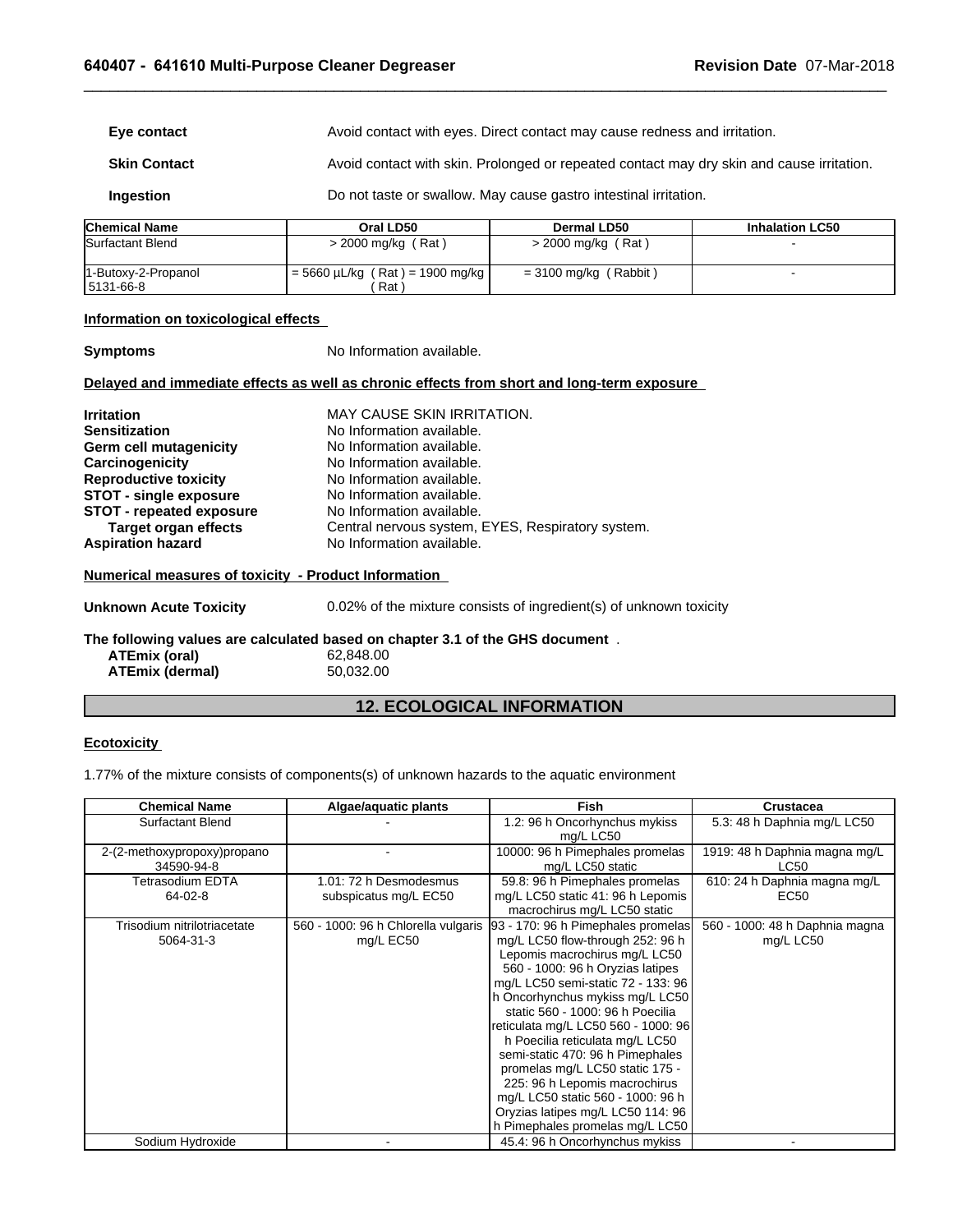| | |
|---|---|
| **Eye contact** | Avoid contact with eyes. Direct contact may cause redness and irritation. |
| **Skin Contact** | Avoid contact with skin. Prolonged or repeated contact may dry skin and cause irritation. |
| **Ingestion** | Do not taste or swallow. May cause gastro intestinal irritation. |

| Chemical Name | Oral LD50 | Dermal LD50 | Inhalation LC50 |
|---|---|---|---|
| Surfactant Blend | > 2000 mg/kg ( Rat ) | > 2000 mg/kg ( Rat ) | - |
| 1-Butoxy-2-Propanol 5131-66-8 | = 5660 µL/kg ( Rat ) = 1900 mg/kg ( Rat ) | = 3100 mg/kg ( Rabbit ) | - |

**Information on toxicological effects**

**Symptoms** No Information available.

**Delayed and immediate effects as well as chronic effects from short and long-term exposure**

| | |
|---|---|
| **Irritation** | MAY CAUSE SKIN IRRITATION. |
| **Sensitization** | No Information available. |
| **Germ cell mutagenicity** | No Information available. |
| **Carcinogenicity** | No Information available. |
| **Reproductive toxicity** | No Information available. |
| **STOT - single exposure** | No Information available. |
| **STOT - repeated exposure** | No Information available. |
| **Target organ effects** | Central nervous system, EYES, Respiratory system. |
| **Aspiration hazard** | No Information available. |

**Numerical measures of toxicity - Product Information**

**Unknown Acute Toxicity** 0.02% of the mixture consists of ingredient(s) of unknown toxicity

**The following values are calculated based on chapter 3.1 of the GHS document** .

| | |
|---|---|
| **ATEmix (oral)** | 62,848.00 |
| **ATEmix (dermal)** | 50,032.00 |

## 12. ECOLOGICAL INFORMATION

**Ecotoxicity**

1.77% of the mixture consists of components(s) of unknown hazards to the aquatic environment

| Chemical Name | Algae/aquatic plants | Fish | Crustacea |
|---|---|---|---|
| Surfactant Blend | - | 1.2: 96 h Oncorhynchus mykiss mg/L LC50 | 5.3: 48 h Daphnia mg/L LC50 |
| 2-(2-methoxypropoxy)propano 34590-94-8 | - | 10000: 96 h Pimephales promelas mg/L LC50 static | 1919: 48 h Daphnia magna mg/L LC50 |
| Tetrasodium EDTA 64-02-8 | 1.01: 72 h Desmodesmus subspicatus mg/L EC50 | 59.8: 96 h Pimephales promelas mg/L LC50 static 41: 96 h Lepomis macrochirus mg/L LC50 static | 610: 24 h Daphnia magna mg/L EC50 |
| Trisodium nitrilotriacetate 5064-31-3 | 560 - 1000: 96 h Chlorella vulgaris mg/L EC50 | 93 - 170: 96 h Pimephales promelas mg/L LC50 flow-through 252: 96 h Lepomis macrochirus mg/L LC50 560 - 1000: 96 h Oryzias latipes mg/L LC50 semi-static 72 - 133: 96 h Oncorhynchus mykiss mg/L LC50 static 560 - 1000: 96 h Poecilia reticulata mg/L LC50 560 - 1000: 96 h Poecilia reticulata mg/L LC50 semi-static 470: 96 h Pimephales promelas mg/L LC50 static 175 - 225: 96 h Lepomis macrochirus mg/L LC50 static 560 - 1000: 96 h Oryzias latipes mg/L LC50 114: 96 h Pimephales promelas mg/L LC50 | 560 - 1000: 48 h Daphnia magna mg/L LC50 |
| Sodium Hydroxide | - | 45.4: 96 h Oncorhynchus mykiss | - |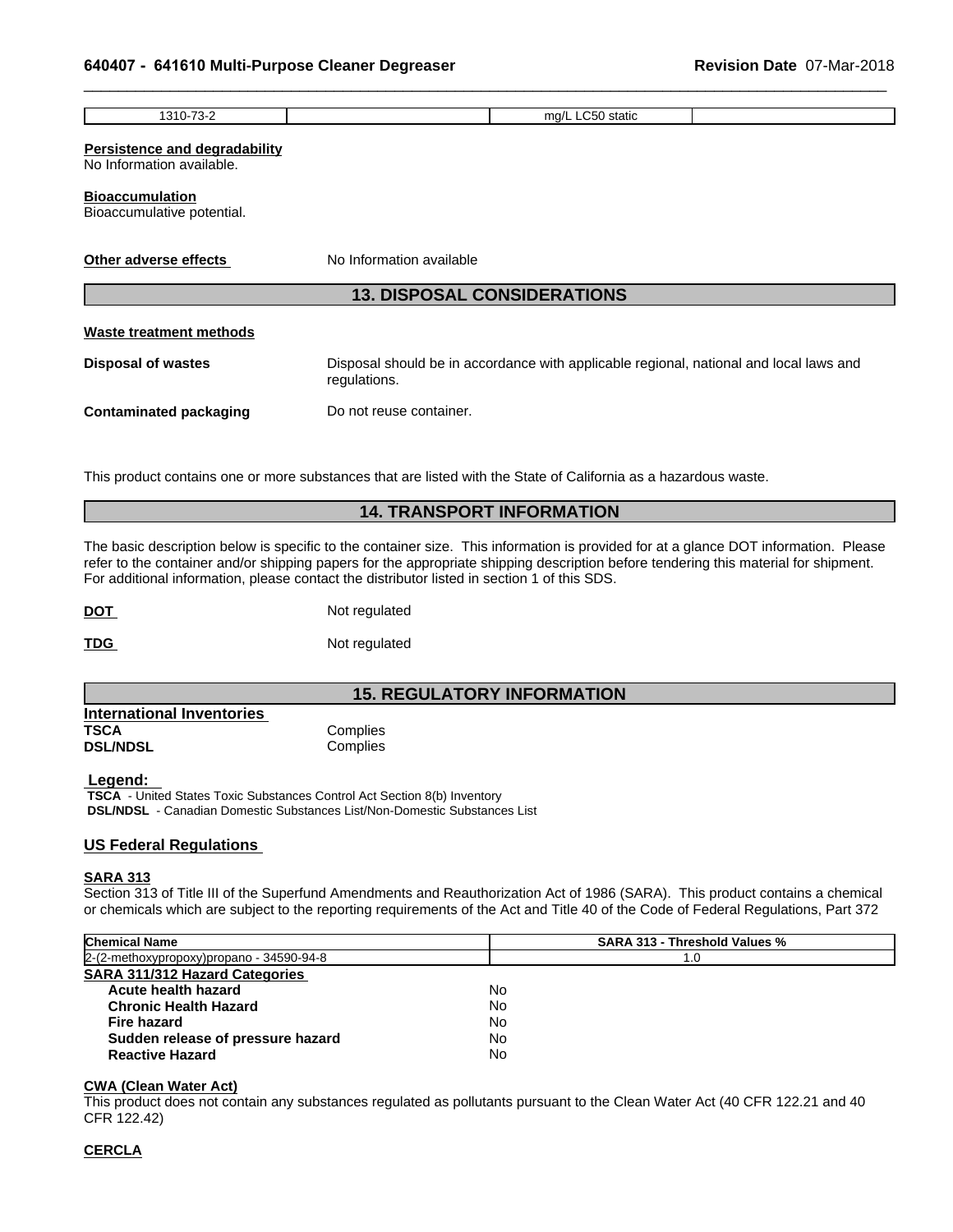| 1310-73-2 | | mg/L LC50 static | |
|---|---|---|---|

**Persistence and degradability**
No Information available.

**Bioaccumulation**
Bioaccumulative potential.

**Other adverse effects** No Information available

## 13. DISPOSAL CONSIDERATIONS

**Waste treatment methods**

**Disposal of wastes** Disposal should be in accordance with applicable regional, national and local laws and regulations.

**Contaminated packaging** Do not reuse container.

This product contains one or more substances that are listed with the State of California as a hazardous waste.

## 14. TRANSPORT INFORMATION

The basic description below is specific to the container size. This information is provided for at a glance DOT information. Please refer to the container and/or shipping papers for the appropriate shipping description before tendering this material for shipment. For additional information, please contact the distributor listed in section 1 of this SDS.

**DOT** Not regulated

**TDG** Not regulated

## 15. REGULATORY INFORMATION

**International Inventories**
**TSCA** Complies
**DSL/NDSL** Complies

**Legend:**
**TSCA** - United States Toxic Substances Control Act Section 8(b) Inventory
**DSL/NDSL** - Canadian Domestic Substances List/Non-Domestic Substances List

**US Federal Regulations**

**SARA 313**
Section 313 of Title III of the Superfund Amendments and Reauthorization Act of 1986 (SARA). This product contains a chemical or chemicals which are subject to the reporting requirements of the Act and Title 40 of the Code of Federal Regulations, Part 372

| Chemical Name | SARA 313 - Threshold Values % |
|---|---|
| 2-(2-methoxypropoxy)propano - 34590-94-8 | 1.0 |

**SARA 311/312 Hazard Categories**

| | |
|---|---|
| **Acute health hazard** | No |
| **Chronic Health Hazard** | No |
| **Fire hazard** | No |
| **Sudden release of pressure hazard** | No |
| **Reactive Hazard** | No |

**CWA (Clean Water Act)**
This product does not contain any substances regulated as pollutants pursuant to the Clean Water Act (40 CFR 122.21 and 40 CFR 122.42)

**CERCLA**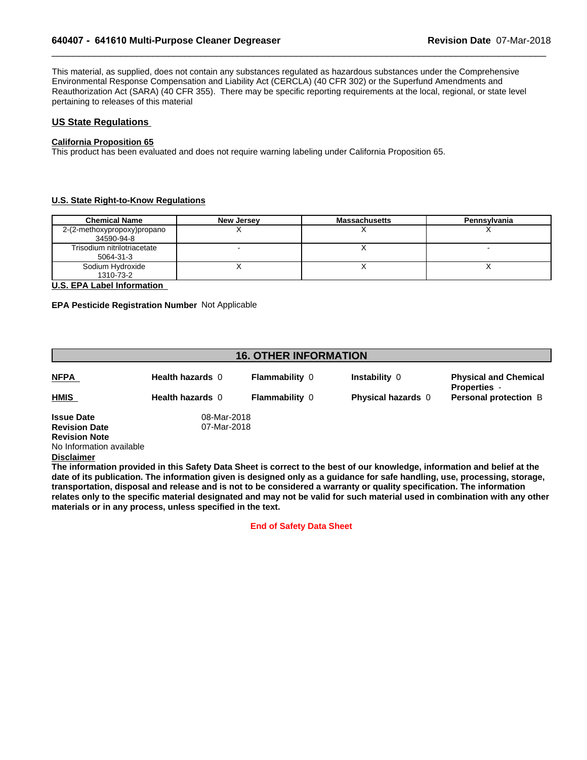This material, as supplied, does not contain any substances regulated as hazardous substances under the Comprehensive Environmental Response Compensation and Liability Act (CERCLA) (40 CFR 302) or the Superfund Amendments and Reauthorization Act (SARA) (40 CFR 355). There may be specific reporting requirements at the local, regional, or state level pertaining to releases of this material

## US State Regulations

### California Proposition 65

This product has been evaluated and does not require warning labeling under California Proposition 65.

### U.S. State Right-to-Know Regulations

| Chemical Name | New Jersey | Massachusetts | Pennsylvania |
|---|---|---|---|
| 2-(2-methoxypropoxy)propano 34590-94-8 | X | X | X |
| Trisodium nitrilotriacetate 5064-31-3 | - | X | - |
| Sodium Hydroxide 1310-73-2 | X | X | X |

### U.S. EPA Label Information

**EPA Pesticide Registration Number** Not Applicable

## 16. OTHER INFORMATION

| | | | | |
|---|---|---|---|---|
| **NFPA** | **Health hazards** 0 | **Flammability** 0 | **Instability** 0 | **Physical and Chemical Properties** - |
| **HMIS** | **Health hazards** 0 | **Flammability** 0 | **Physical hazards** 0 | **Personal protection** B |

**Issue Date** 08-Mar-2018
**Revision Date** 07-Mar-2018
**Revision Note**
No Information available

**Disclaimer**

**The information provided in this Safety Data Sheet is correct to the best of our knowledge, information and belief at the date of its publication. The information given is designed only as a guidance for safe handling, use, processing, storage, transportation, disposal and release and is not to be considered a warranty or quality specification. The information relates only to the specific material designated and may not be valid for such material used in combination with any other materials or in any process, unless specified in the text.**

**End of Safety Data Sheet**